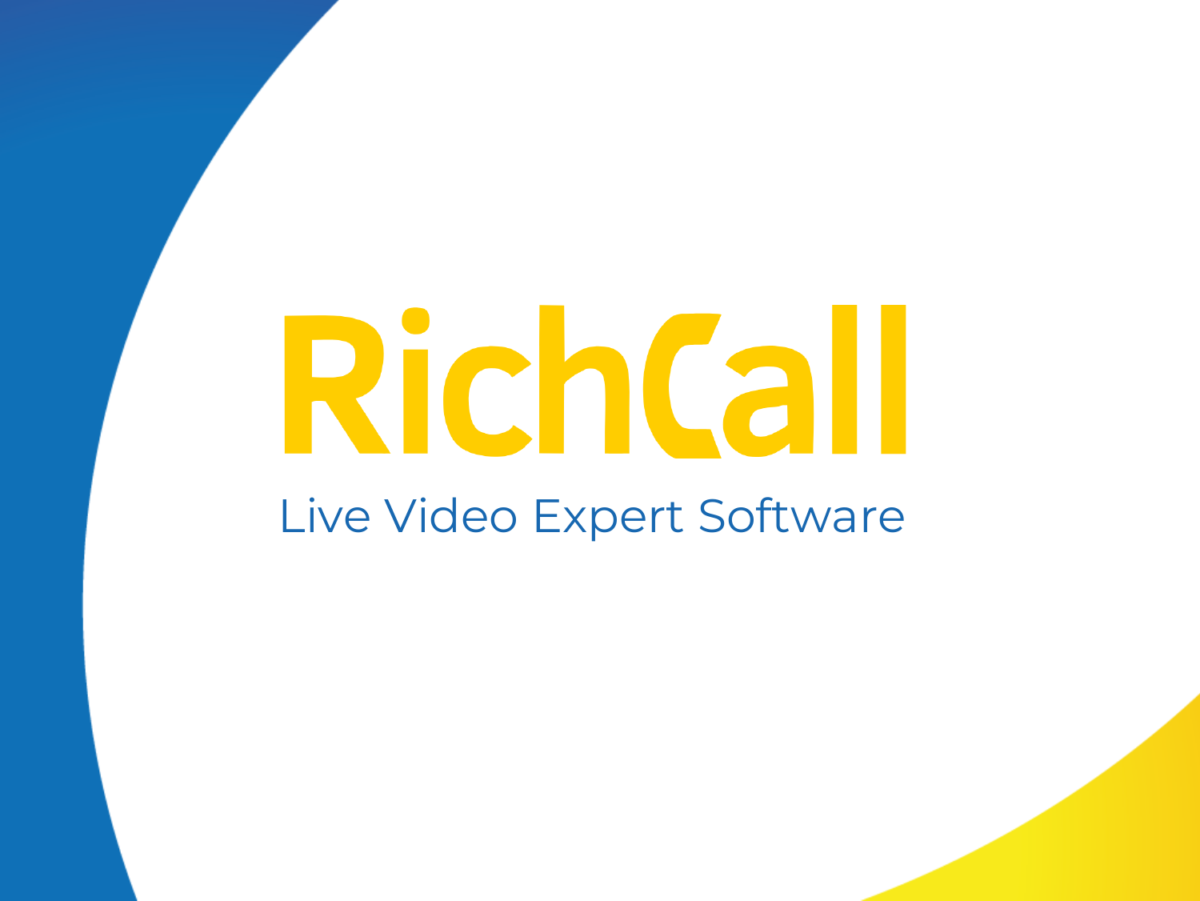# RichCall

Live Video Expert Software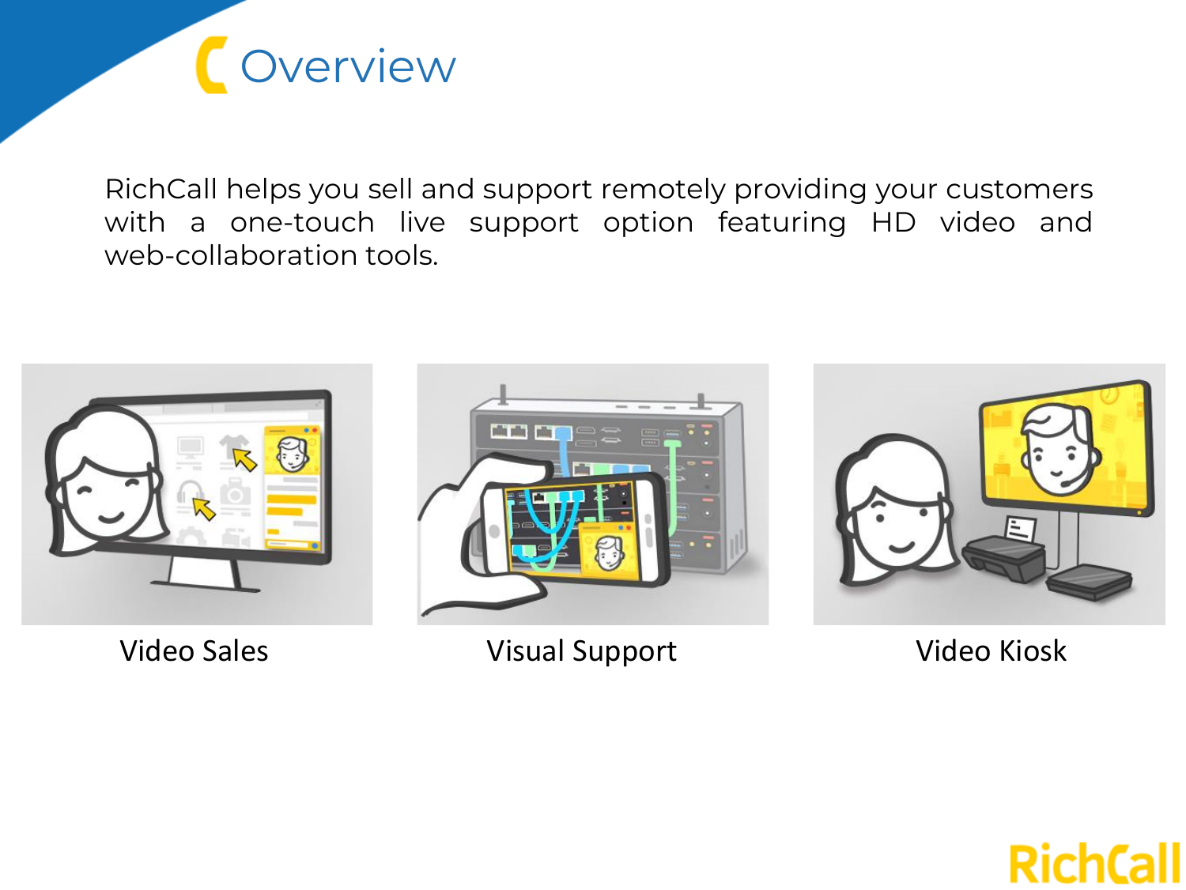# Overview

RichCall helps you sell and support remotely providing your customers with a one-touch live support option featuring HD video and web-collaboration tools.

Video Sales

Visual Support

Video Kiosk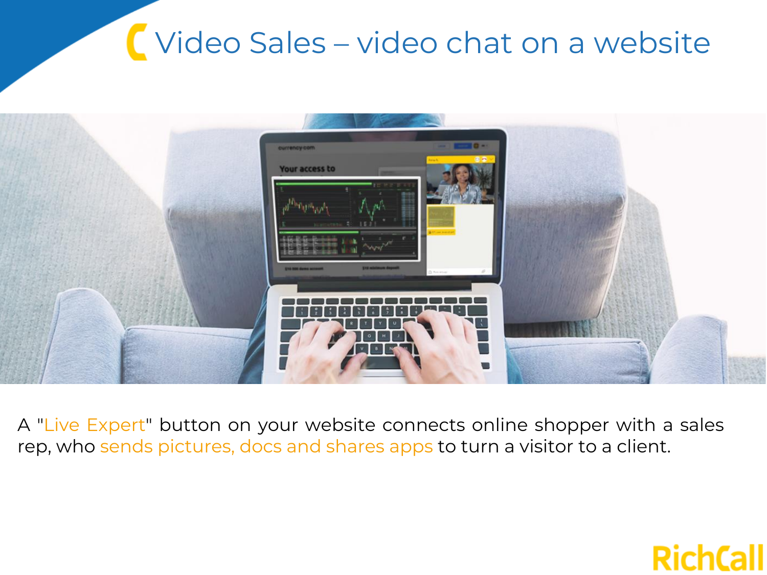# Video Sales – video chat on a website

A "Live Expert" button on your website connects online shopper with a sales rep, who sends pictures, docs and shares apps to turn a visitor to a client.

RichCall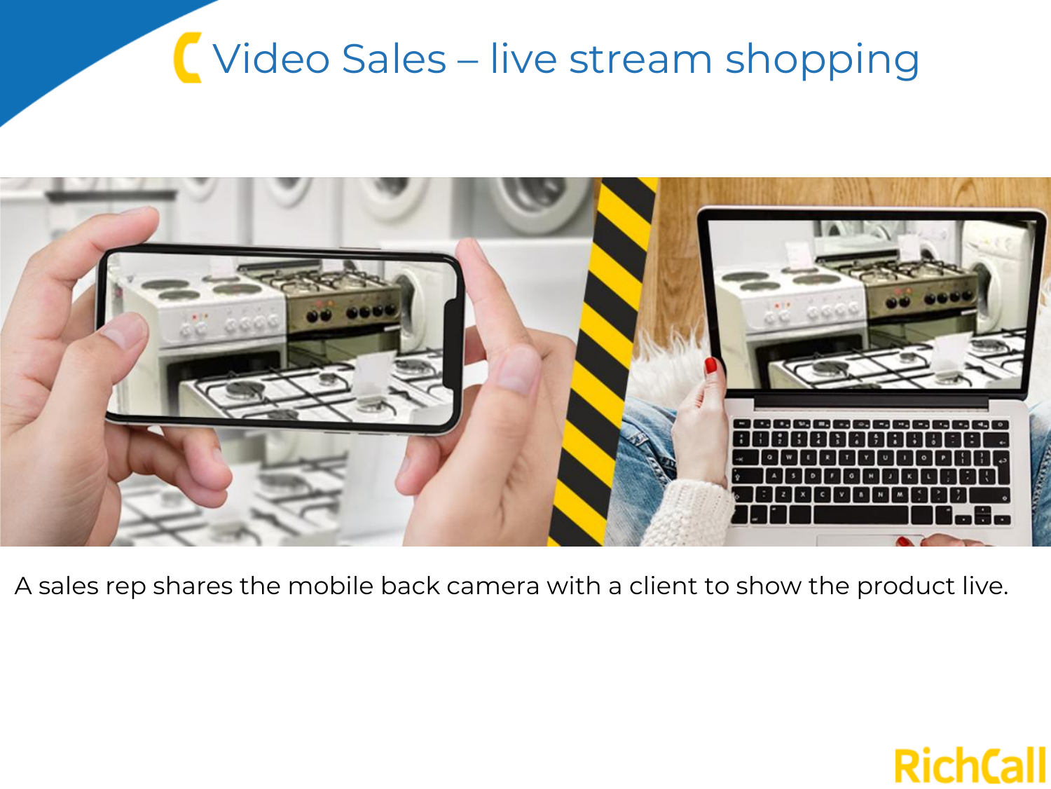# Video Sales – live stream shopping

A sales rep shares the mobile back camera with a client to show the product live.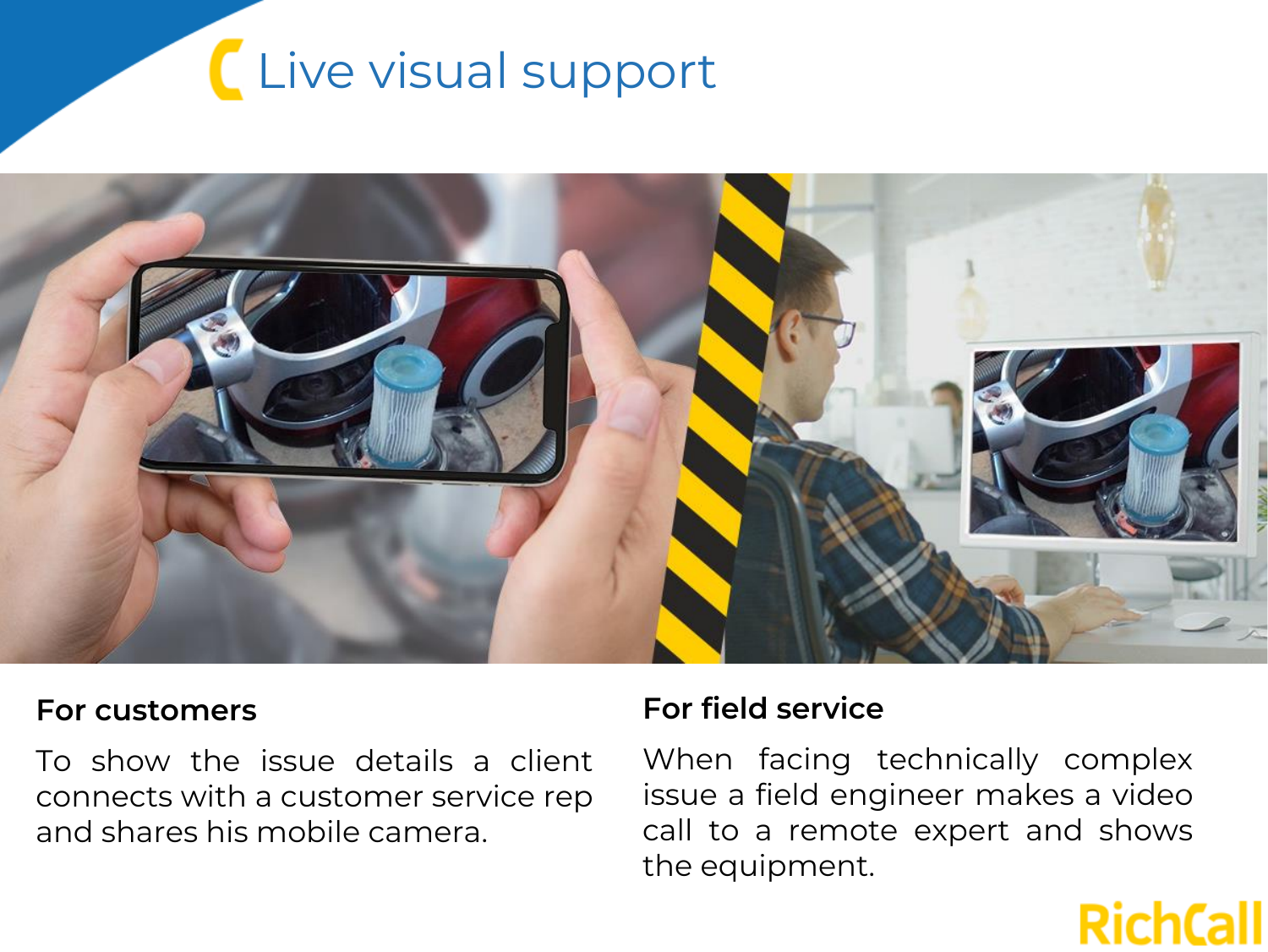# Live visual support

**For customers**

To show the issue details a client connects with a customer service rep and shares his mobile camera.

**For field service**

When facing technically complex issue a field engineer makes a video call to a remote expert and shows the equipment.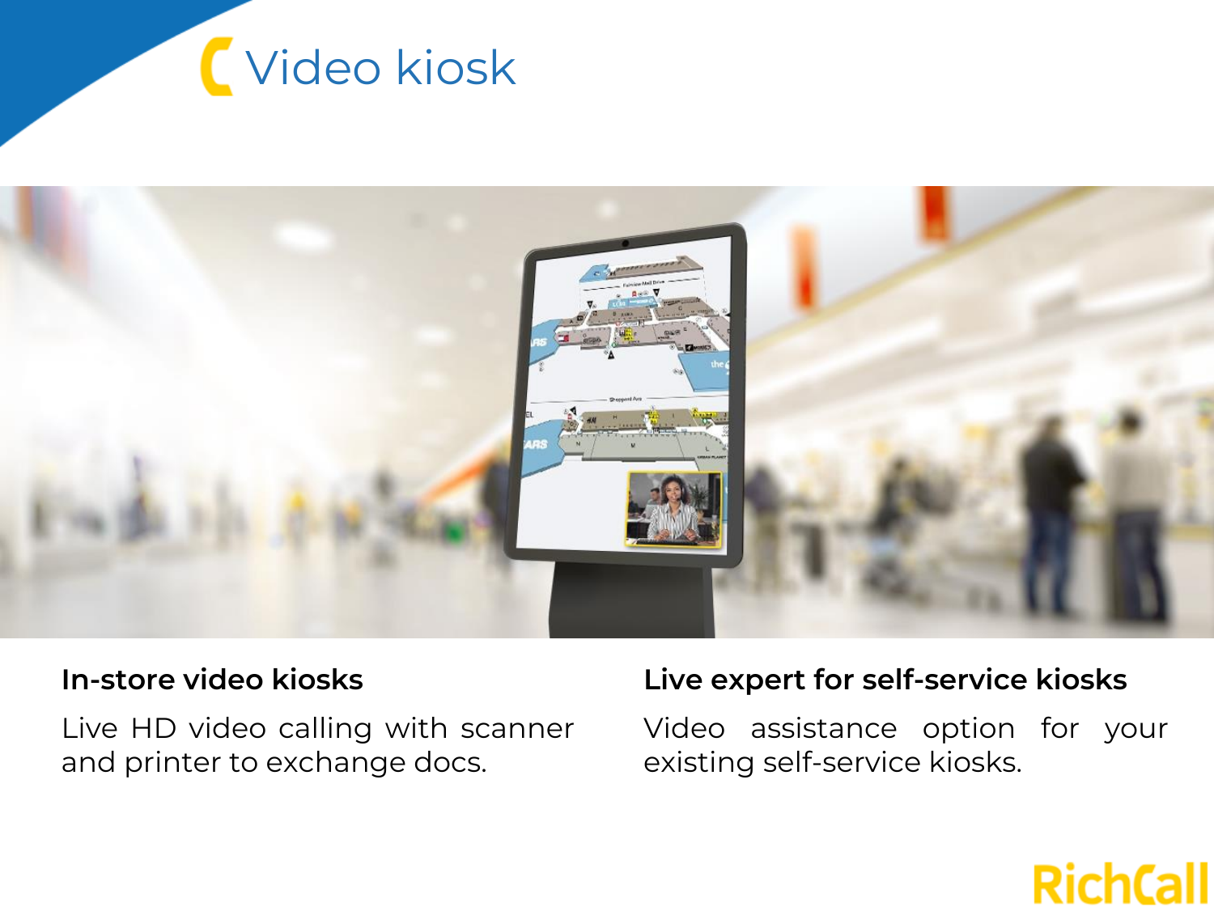# Video kiosk

**In-store video kiosks**

Live HD video calling with scanner and printer to exchange docs.

**Live expert for self-service kiosks**

Video assistance option for your existing self-service kiosks.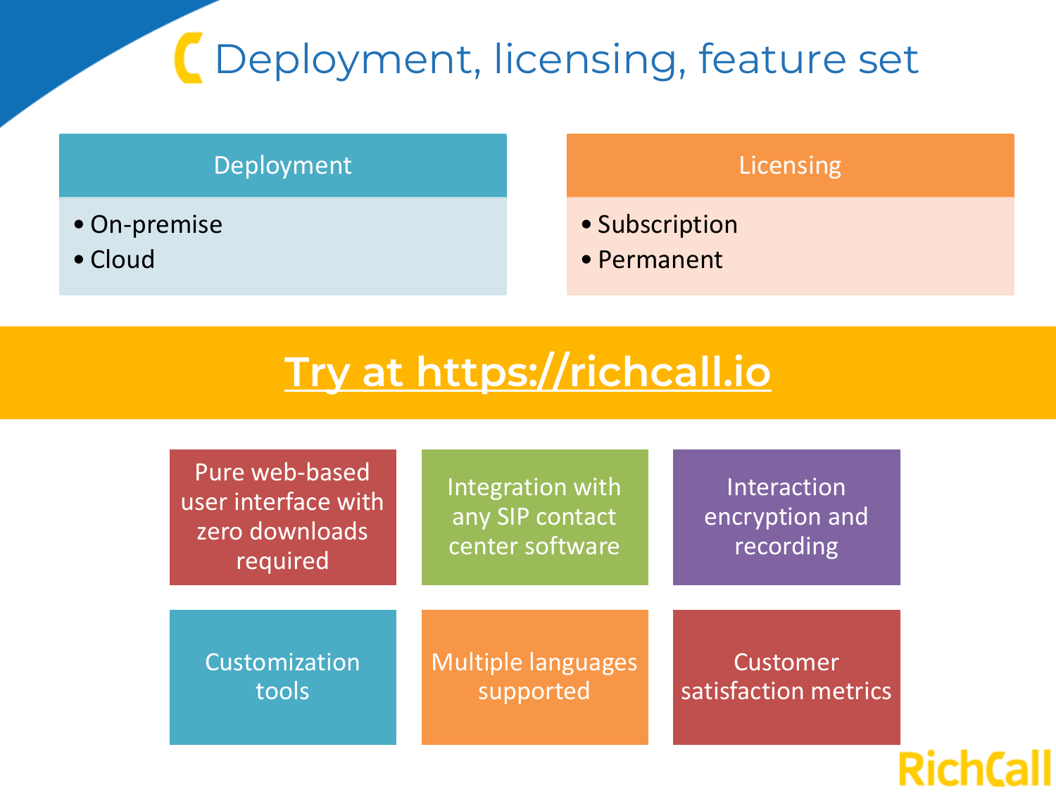# Deployment, licensing, feature set

## Deployment

- On-premise
- Cloud

## Licensing

- Subscription
- Permanent

**Try at https://richcall.io**

Pure web-based user interface with zero downloads required

Integration with any SIP contact center software

Interaction encryption and recording

Customization tools

Multiple languages supported

Customer satisfaction metrics

RichCall